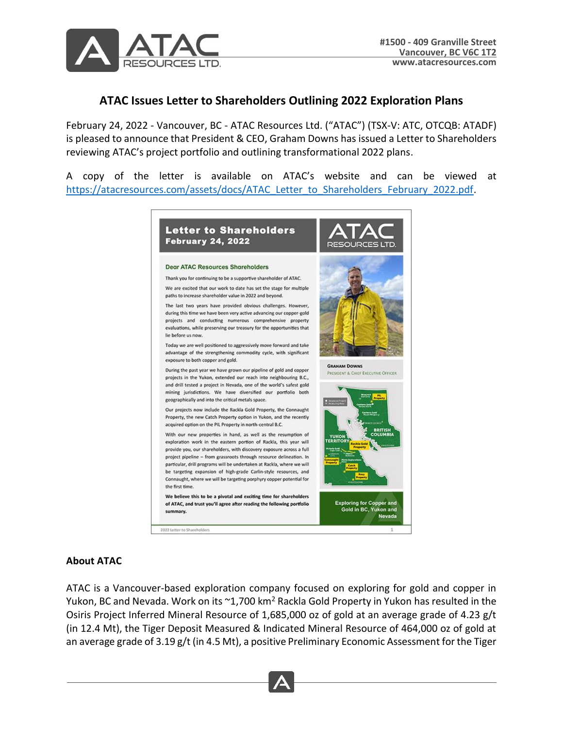# ATAC Issues Letter to Shareholders Outlining 2022 Exploration Plans

February 24, 2022 - Vancouver, BC - ATAC Resources Ltd. ("ATAC") (TSX-V: ATC, OTCQB: ATADF) is pleased to announce that President & CEO, Graham Downs has issued a Letter to Shareholders reviewing ATAC's project portfolio and outlining transformational 2022 plans.

A copy of the letter is available on ATAC's website and can be viewed at https://atacresources.com/assets/docs/ATAC_Letter_to_Shareholders_February_2022.pdf.

**Letter to Shareholders**
**February 24, 2022**

**Dear ATAC Resources Shareholders**

Thank you for continuing to be a supportive shareholder of ATAC.

We are excited that our work to date has set the stage for multiple paths to increase shareholder value in 2022 and beyond.

The last two years have provided obvious challenges. However, during this time we have been very active advancing our copper-gold projects and conducting numerous comprehensive property evaluations, while preserving our treasury for the opportunities that lie before us now.

Today we are well positioned to aggressively move forward and take advantage of the strengthening commodity cycle, with significant exposure to both copper and gold.

During the past year we have grown our pipeline of gold and copper projects in the Yukon, extended our reach into neighbouring B.C., and drill tested a project in Nevada, one of the world's safest gold mining jurisdictions. We have diversified our portfolio both geographically and into the critical metals space.

Our projects now include the Rackla Gold Property, the Connaught Property, the new Catch Property option in Yukon, and the recently acquired option on the PIL Property in north-central B.C.

With our new properties in hand, as well as the resumption of exploration work in the eastern portion of Rackla, this year will provide you, our shareholders, with discovery exposure across a full project pipeline – from grassroots through resource delineation. In particular, drill programs will be undertaken at Rackla, where we will be targeting expansion of high-grade Carlin-style resources, and Connaught, where we will be targeting porphyry copper potential for the first time.

**We believe this to be a pivotal and exciting time for shareholders of ATAC, and trust you'll agree after reading the following portfolio summary.**

GRAHAM DOWNS
PRESIDENT & CHIEF EXECUTIVE OFFICER

Exploring for Copper and Gold in BC, Yukon and Nevada

## About ATAC

ATAC is a Vancouver-based exploration company focused on exploring for gold and copper in Yukon, BC and Nevada. Work on its ~1,700 km$^2$ Rackla Gold Property in Yukon has resulted in the Osiris Project Inferred Mineral Resource of 1,685,000 oz of gold at an average grade of 4.23 g/t (in 12.4 Mt), the Tiger Deposit Measured & Indicated Mineral Resource of 464,000 oz of gold at an average grade of 3.19 g/t (in 4.5 Mt), a positive Preliminary Economic Assessment for the Tiger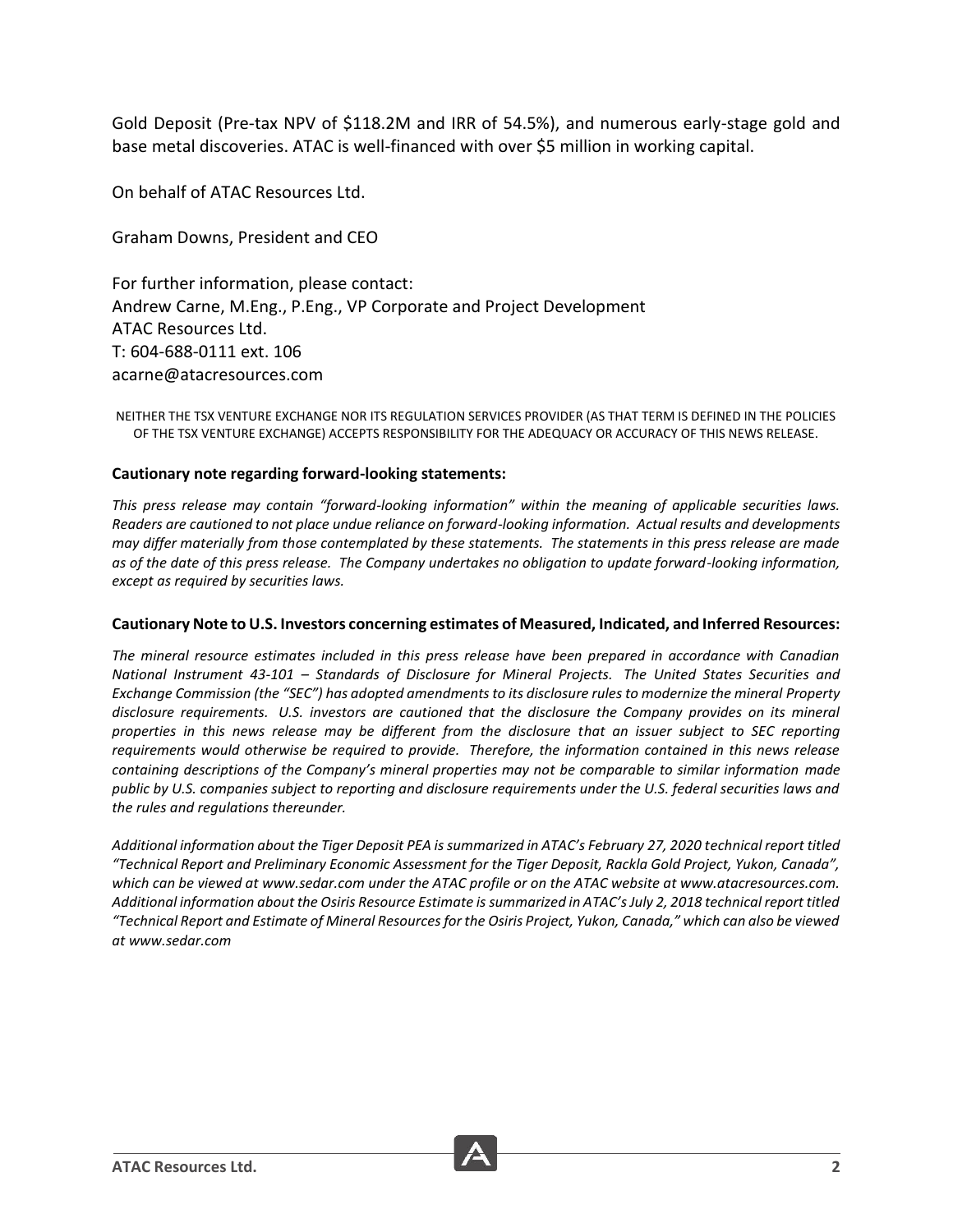Gold Deposit (Pre-tax NPV of $118.2M and IRR of 54.5%), and numerous early-stage gold and base metal discoveries. ATAC is well-financed with over $5 million in working capital.

On behalf of ATAC Resources Ltd.

Graham Downs, President and CEO

For further information, please contact:
Andrew Carne, M.Eng., P.Eng., VP Corporate and Project Development
ATAC Resources Ltd.
T: 604-688-0111 ext. 106
acarne@atacresources.com

NEITHER THE TSX VENTURE EXCHANGE NOR ITS REGULATION SERVICES PROVIDER (AS THAT TERM IS DEFINED IN THE POLICIES OF THE TSX VENTURE EXCHANGE) ACCEPTS RESPONSIBILITY FOR THE ADEQUACY OR ACCURACY OF THIS NEWS RELEASE.

**Cautionary note regarding forward-looking statements:**

*This press release may contain "forward-looking information" within the meaning of applicable securities laws. Readers are cautioned to not place undue reliance on forward-looking information. Actual results and developments may differ materially from those contemplated by these statements. The statements in this press release are made as of the date of this press release. The Company undertakes no obligation to update forward-looking information, except as required by securities laws.*

**Cautionary Note to U.S. Investors concerning estimates of Measured, Indicated, and Inferred Resources:**

*The mineral resource estimates included in this press release have been prepared in accordance with Canadian National Instrument 43-101 – Standards of Disclosure for Mineral Projects. The United States Securities and Exchange Commission (the "SEC") has adopted amendments to its disclosure rules to modernize the mineral Property disclosure requirements. U.S. investors are cautioned that the disclosure the Company provides on its mineral properties in this news release may be different from the disclosure that an issuer subject to SEC reporting requirements would otherwise be required to provide. Therefore, the information contained in this news release containing descriptions of the Company's mineral properties may not be comparable to similar information made public by U.S. companies subject to reporting and disclosure requirements under the U.S. federal securities laws and the rules and regulations thereunder.*

*Additional information about the Tiger Deposit PEA is summarized in ATAC's February 27, 2020 technical report titled "Technical Report and Preliminary Economic Assessment for the Tiger Deposit, Rackla Gold Project, Yukon, Canada", which can be viewed at www.sedar.com under the ATAC profile or on the ATAC website at www.atacresources.com. Additional information about the Osiris Resource Estimate is summarized in ATAC's July 2, 2018 technical report titled "Technical Report and Estimate of Mineral Resources for the Osiris Project, Yukon, Canada," which can also be viewed at www.sedar.com*